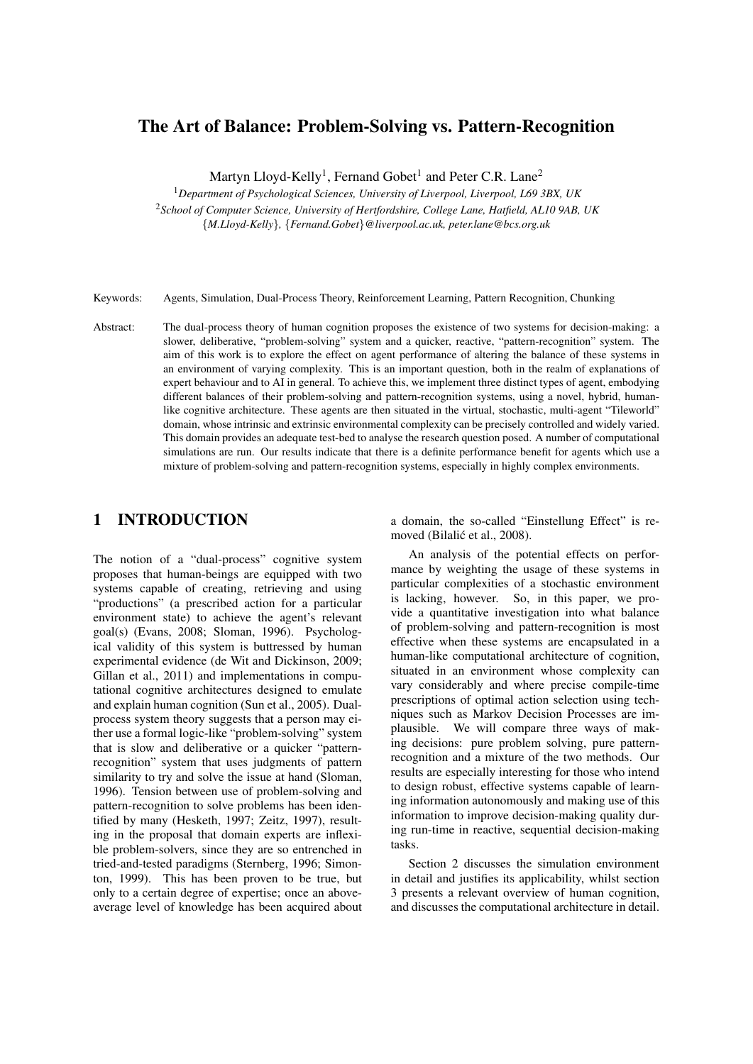# The Art of Balance: Problem-Solving vs. Pattern-Recognition

Martyn Lloyd-Kelly[1], Fernand Gobet[1] and Peter C.R. Lane[2]

[1] *Department of Psychological Sciences, University of Liverpool, Liverpool, L69 3BX, UK*
[2] *School of Computer Science, University of Hertfordshire, College Lane, Hatfield, AL10 9AB, UK*
{*M.Lloyd-Kelly*}, {*Fernand.Gobet*}*@liverpool.ac.uk, peter.lane@bcs.org.uk*

Keywords: Agents, Simulation, Dual-Process Theory, Reinforcement Learning, Pattern Recognition, Chunking

Abstract: The dual-process theory of human cognition proposes the existence of two systems for decision-making: a slower, deliberative, "problem-solving" system and a quicker, reactive, "pattern-recognition" system. The aim of this work is to explore the effect on agent performance of altering the balance of these systems in an environment of varying complexity. This is an important question, both in the realm of explanations of expert behaviour and to AI in general. To achieve this, we implement three distinct types of agent, embodying different balances of their problem-solving and pattern-recognition systems, using a novel, hybrid, human-like cognitive architecture. These agents are then situated in the virtual, stochastic, multi-agent "Tileworld" domain, whose intrinsic and extrinsic environmental complexity can be precisely controlled and widely varied. This domain provides an adequate test-bed to analyse the research question posed. A number of computational simulations are run. Our results indicate that there is a definite performance benefit for agents which use a mixture of problem-solving and pattern-recognition systems, especially in highly complex environments.

## 1 INTRODUCTION

The notion of a "dual-process" cognitive system proposes that human-beings are equipped with two systems capable of creating, retrieving and using "productions" (a prescribed action for a particular environment state) to achieve the agent's relevant goal(s) (Evans, 2008; Sloman, 1996). Psychological validity of this system is buttressed by human experimental evidence (de Wit and Dickinson, 2009; Gillan et al., 2011) and implementations in computational cognitive architectures designed to emulate and explain human cognition (Sun et al., 2005). Dual-process system theory suggests that a person may either use a formal logic-like "problem-solving" system that is slow and deliberative or a quicker "pattern-recognition" system that uses judgments of pattern similarity to try and solve the issue at hand (Sloman, 1996). Tension between use of problem-solving and pattern-recognition to solve problems has been identified by many (Hesketh, 1997; Zeitz, 1997), resulting in the proposal that domain experts are inflexible problem-solvers, since they are so entrenched in tried-and-tested paradigms (Sternberg, 1996; Simonton, 1999). This has been proven to be true, but only to a certain degree of expertise; once an above-average level of knowledge has been acquired about a domain, the so-called "Einstellung Effect" is removed (Bilalić et al., 2008).

An analysis of the potential effects on performance by weighting the usage of these systems in particular complexities of a stochastic environment is lacking, however. So, in this paper, we provide a quantitative investigation into what balance of problem-solving and pattern-recognition is most effective when these systems are encapsulated in a human-like computational architecture of cognition, situated in an environment whose complexity can vary considerably and where precise compile-time prescriptions of optimal action selection using techniques such as Markov Decision Processes are implausible. We will compare three ways of making decisions: pure problem solving, pure pattern-recognition and a mixture of the two methods. Our results are especially interesting for those who intend to design robust, effective systems capable of learning information autonomously and making use of this information to improve decision-making quality during run-time in reactive, sequential decision-making tasks.

Section 2 discusses the simulation environment in detail and justifies its applicability, whilst section 3 presents a relevant overview of human cognition, and discusses the computational architecture in detail.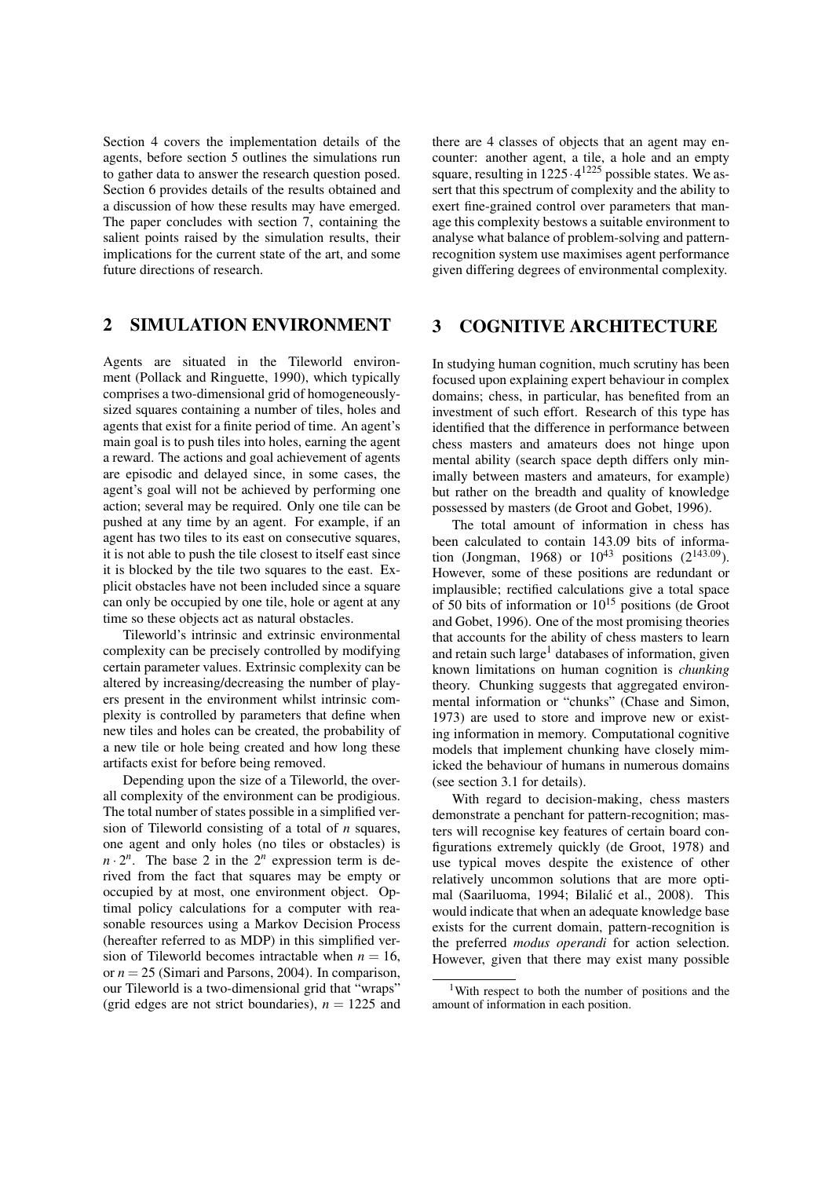Section 4 covers the implementation details of the agents, before section 5 outlines the simulations run to gather data to answer the research question posed. Section 6 provides details of the results obtained and a discussion of how these results may have emerged. The paper concludes with section 7, containing the salient points raised by the simulation results, their implications for the current state of the art, and some future directions of research.

## 2 SIMULATION ENVIRONMENT

Agents are situated in the Tileworld environment (Pollack and Ringuette, 1990), which typically comprises a two-dimensional grid of homogeneously-sized squares containing a number of tiles, holes and agents that exist for a finite period of time. An agent's main goal is to push tiles into holes, earning the agent a reward. The actions and goal achievement of agents are episodic and delayed since, in some cases, the agent's goal will not be achieved by performing one action; several may be required. Only one tile can be pushed at any time by an agent. For example, if an agent has two tiles to its east on consecutive squares, it is not able to push the tile closest to itself east since it is blocked by the tile two squares to the east. Explicit obstacles have not been included since a square can only be occupied by one tile, hole or agent at any time so these objects act as natural obstacles.

Tileworld's intrinsic and extrinsic environmental complexity can be precisely controlled by modifying certain parameter values. Extrinsic complexity can be altered by increasing/decreasing the number of players present in the environment whilst intrinsic complexity is controlled by parameters that define when new tiles and holes can be created, the probability of a new tile or hole being created and how long these artifacts exist for before being removed.

Depending upon the size of a Tileworld, the overall complexity of the environment can be prodigious. The total number of states possible in a simplified version of Tileworld consisting of a total of $n$ squares, one agent and only holes (no tiles or obstacles) is $n \cdot 2^n$. The base 2 in the $2^n$ expression term is derived from the fact that squares may be empty or occupied by at most, one environment object. Optimal policy calculations for a computer with reasonable resources using a Markov Decision Process (hereafter referred to as MDP) in this simplified version of Tileworld becomes intractable when $n = 16$, or $n = 25$ (Simari and Parsons, 2004). In comparison, our Tileworld is a two-dimensional grid that "wraps" (grid edges are not strict boundaries), $n = 1225$ and there are 4 classes of objects that an agent may encounter: another agent, a tile, a hole and an empty square, resulting in $1225 \cdot 4^{1225}$ possible states. We assert that this spectrum of complexity and the ability to exert fine-grained control over parameters that manage this complexity bestows a suitable environment to analyse what balance of problem-solving and pattern-recognition system use maximises agent performance given differing degrees of environmental complexity.

## 3 COGNITIVE ARCHITECTURE

In studying human cognition, much scrutiny has been focused upon explaining expert behaviour in complex domains; chess, in particular, has benefited from an investment of such effort. Research of this type has identified that the difference in performance between chess masters and amateurs does not hinge upon mental ability (search space depth differs only minimally between masters and amateurs, for example) but rather on the breadth and quality of knowledge possessed by masters (de Groot and Gobet, 1996).

The total amount of information in chess has been calculated to contain 143.09 bits of information (Jongman, 1968) or $10^{43}$ positions ($2^{143.09}$). However, some of these positions are redundant or implausible; rectified calculations give a total space of 50 bits of information or $10^{15}$ positions (de Groot and Gobet, 1996). One of the most promising theories that accounts for the ability of chess masters to learn and retain such large[1] databases of information, given known limitations on human cognition is *chunking* theory. Chunking suggests that aggregated environmental information or "chunks" (Chase and Simon, 1973) are used to store and improve new or existing information in memory. Computational cognitive models that implement chunking have closely mimicked the behaviour of humans in numerous domains (see section 3.1 for details).

With regard to decision-making, chess masters demonstrate a penchant for pattern-recognition; masters will recognise key features of certain board configurations extremely quickly (de Groot, 1978) and use typical moves despite the existence of other relatively uncommon solutions that are more optimal (Saariluoma, 1994; Bilalić et al., 2008). This would indicate that when an adequate knowledge base exists for the current domain, pattern-recognition is the preferred *modus operandi* for action selection. However, given that there may exist many possible

[1] With respect to both the number of positions and the amount of information in each position.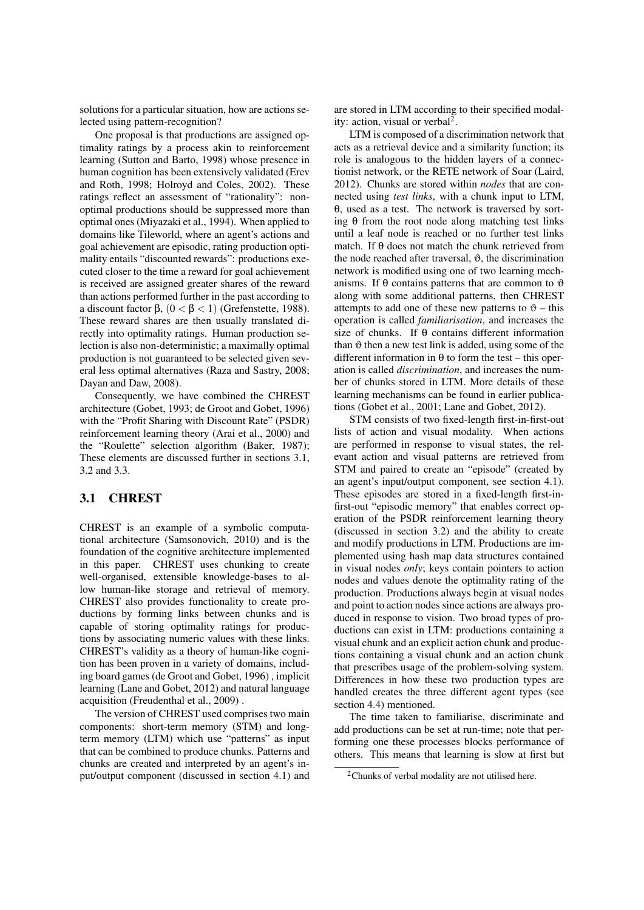solutions for a particular situation, how are actions selected using pattern-recognition?

One proposal is that productions are assigned optimality ratings by a process akin to reinforcement learning (Sutton and Barto, 1998) whose presence in human cognition has been extensively validated (Erev and Roth, 1998; Holroyd and Coles, 2002). These ratings reflect an assessment of "rationality": non-optimal productions should be suppressed more than optimal ones (Miyazaki et al., 1994). When applied to domains like Tileworld, where an agent's actions and goal achievement are episodic, rating production optimality entails "discounted rewards": productions executed closer to the time a reward for goal achievement is received are assigned greater shares of the reward than actions performed further in the past according to a discount factor β, $(0 < \beta < 1)$ (Grefenstette, 1988). These reward shares are then usually translated directly into optimality ratings. Human production selection is also non-deterministic; a maximally optimal production is not guaranteed to be selected given several less optimal alternatives (Raza and Sastry, 2008; Dayan and Daw, 2008).

Consequently, we have combined the CHREST architecture (Gobet, 1993; de Groot and Gobet, 1996) with the "Profit Sharing with Discount Rate" (PSDR) reinforcement learning theory (Arai et al., 2000) and the "Roulette" selection algorithm (Baker, 1987); These elements are discussed further in sections 3.1, 3.2 and 3.3.

## 3.1 CHREST

CHREST is an example of a symbolic computational architecture (Samsonovich, 2010) and is the foundation of the cognitive architecture implemented in this paper. CHREST uses chunking to create well-organised, extensible knowledge-bases to allow human-like storage and retrieval of memory. CHREST also provides functionality to create productions by forming links between chunks and is capable of storing optimality ratings for productions by associating numeric values with these links. CHREST's validity as a theory of human-like cognition has been proven in a variety of domains, including board games (de Groot and Gobet, 1996) , implicit learning (Lane and Gobet, 2012) and natural language acquisition (Freudenthal et al., 2009) .

The version of CHREST used comprises two main components: short-term memory (STM) and long-term memory (LTM) which use "patterns" as input that can be combined to produce chunks. Patterns and chunks are created and interpreted by an agent's input/output component (discussed in section 4.1) and are stored in LTM according to their specified modality: action, visual or verbal[2].

LTM is composed of a discrimination network that acts as a retrieval device and a similarity function; its role is analogous to the hidden layers of a connectionist network, or the RETE network of Soar (Laird, 2012). Chunks are stored within *nodes* that are connected using *test links*, with a chunk input to LTM, θ, used as a test. The network is traversed by sorting θ from the root node along matching test links until a leaf node is reached or no further test links match. If θ does not match the chunk retrieved from the node reached after traversal, ϑ, the discrimination network is modified using one of two learning mechanisms. If θ contains patterns that are common to ϑ along with some additional patterns, then CHREST attempts to add one of these new patterns to ϑ – this operation is called *familiarisation*, and increases the size of chunks. If θ contains different information than ϑ then a new test link is added, using some of the different information in θ to form the test – this operation is called *discrimination*, and increases the number of chunks stored in LTM. More details of these learning mechanisms can be found in earlier publications (Gobet et al., 2001; Lane and Gobet, 2012).

STM consists of two fixed-length first-in-first-out lists of action and visual modality. When actions are performed in response to visual states, the relevant action and visual patterns are retrieved from STM and paired to create an "episode" (created by an agent's input/output component, see section 4.1). These episodes are stored in a fixed-length first-in-first-out "episodic memory" that enables correct operation of the PSDR reinforcement learning theory (discussed in section 3.2) and the ability to create and modify productions in LTM. Productions are implemented using hash map data structures contained in visual nodes *only*; keys contain pointers to action nodes and values denote the optimality rating of the production. Productions always begin at visual nodes and point to action nodes since actions are always produced in response to vision. Two broad types of productions can exist in LTM: productions containing a visual chunk and an explicit action chunk and productions containing a visual chunk and an action chunk that prescribes usage of the problem-solving system. Differences in how these two production types are handled creates the three different agent types (see section 4.4) mentioned.

The time taken to familiarise, discriminate and add productions can be set at run-time; note that performing one these processes blocks performance of others. This means that learning is slow at first but

[2] Chunks of verbal modality are not utilised here.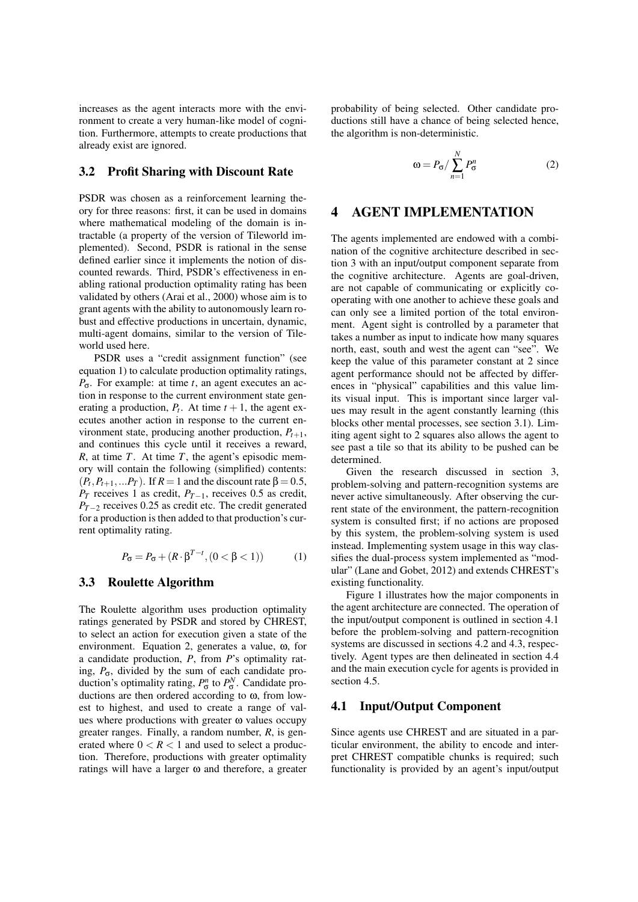increases as the agent interacts more with the environment to create a very human-like model of cognition. Furthermore, attempts to create productions that already exist are ignored.

### 3.2 Profit Sharing with Discount Rate

PSDR was chosen as a reinforcement learning theory for three reasons: first, it can be used in domains where mathematical modeling of the domain is intractable (a property of the version of Tileworld implemented). Second, PSDR is rational in the sense defined earlier since it implements the notion of discounted rewards. Third, PSDR's effectiveness in enabling rational production optimality rating has been validated by others (Arai et al., 2000) whose aim is to grant agents with the ability to autonomously learn robust and effective productions in uncertain, dynamic, multi-agent domains, similar to the version of Tileworld used here.

PSDR uses a "credit assignment function" (see equation 1) to calculate production optimality ratings, $P_\sigma$. For example: at time $t$, an agent executes an action in response to the current environment state generating a production, $P_t$. At time $t+1$, the agent executes another action in response to the current environment state, producing another production, $P_{t+1}$, and continues this cycle until it receives a reward, $R$, at time $T$. At time $T$, the agent's episodic memory will contain the following (simplified) contents: $(P_t, P_{t+1}, ...P_T)$. If $R = 1$ and the discount rate $\beta = 0.5$, $P_T$ receives 1 as credit, $P_{T-1}$, receives 0.5 as credit, $P_{T-2}$ receives 0.25 as credit etc. The credit generated for a production is then added to that production's current optimality rating.

$$P_\sigma = P_\sigma + (R \cdot \beta^{T-t}, (0 < \beta < 1)) \quad (1)$$

### 3.3 Roulette Algorithm

The Roulette algorithm uses production optimality ratings generated by PSDR and stored by CHREST, to select an action for execution given a state of the environment. Equation 2, generates a value, $\omega$, for a candidate production, $P$, from $P$'s optimality rating, $P_\sigma$, divided by the sum of each candidate production's optimality rating, $P_\sigma^n$ to $P_\sigma^N$. Candidate productions are then ordered according to $\omega$, from lowest to highest, and used to create a range of values where productions with greater $\omega$ values occupy greater ranges. Finally, a random number, $R$, is generated where $0 < R < 1$ and used to select a production. Therefore, productions with greater optimality ratings will have a larger $\omega$ and therefore, a greater probability of being selected. Other candidate productions still have a chance of being selected hence, the algorithm is non-deterministic.

$$\omega = P_\sigma / \sum_{n=1}^{N} P_\sigma^n \quad (2)$$

## 4 AGENT IMPLEMENTATION

The agents implemented are endowed with a combination of the cognitive architecture described in section 3 with an input/output component separate from the cognitive architecture. Agents are goal-driven, are not capable of communicating or explicitly cooperating with one another to achieve these goals and can only see a limited portion of the total environment. Agent sight is controlled by a parameter that takes a number as input to indicate how many squares north, east, south and west the agent can "see". We keep the value of this parameter constant at 2 since agent performance should not be affected by differences in "physical" capabilities and this value limits visual input. This is important since larger values may result in the agent constantly learning (this blocks other mental processes, see section 3.1). Limiting agent sight to 2 squares also allows the agent to see past a tile so that its ability to be pushed can be determined.

Given the research discussed in section 3, problem-solving and pattern-recognition systems are never active simultaneously. After observing the current state of the environment, the pattern-recognition system is consulted first; if no actions are proposed by this system, the problem-solving system is used instead. Implementing system usage in this way classifies the dual-process system implemented as "modular" (Lane and Gobet, 2012) and extends CHREST's existing functionality.

Figure 1 illustrates how the major components in the agent architecture are connected. The operation of the input/output component is outlined in section 4.1 before the problem-solving and pattern-recognition systems are discussed in sections 4.2 and 4.3, respectively. Agent types are then delineated in section 4.4 and the main execution cycle for agents is provided in section 4.5.

### 4.1 Input/Output Component

Since agents use CHREST and are situated in a particular environment, the ability to encode and interpret CHREST compatible chunks is required; such functionality is provided by an agent's input/output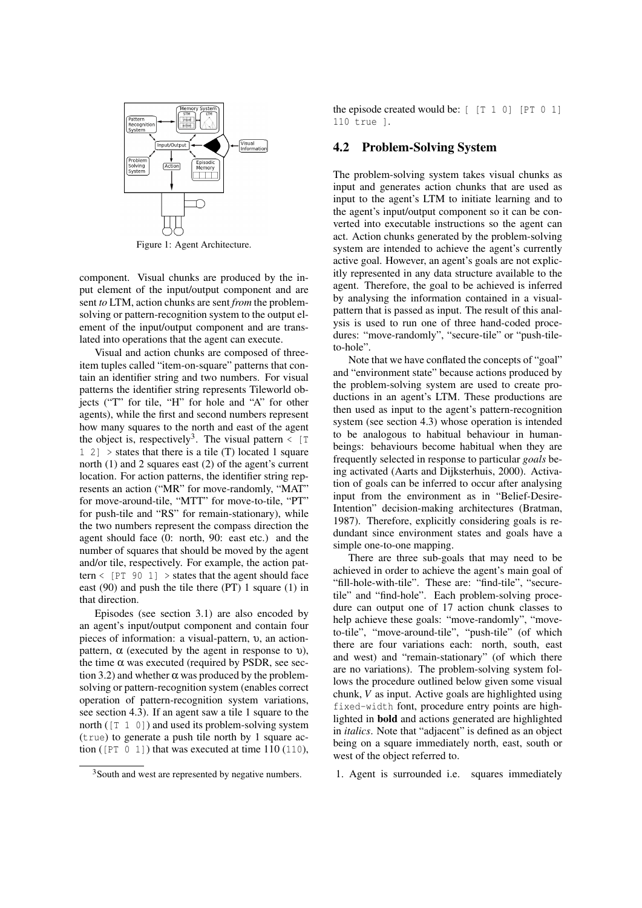Figure 1: Agent Architecture.

component. Visual chunks are produced by the input element of the input/output component and are sent *to* LTM, action chunks are sent *from* the problem-solving or pattern-recognition system to the output element of the input/output component and are translated into operations that the agent can execute.

Visual and action chunks are composed of three-item tuples called "item-on-square" patterns that contain an identifier string and two numbers. For visual patterns the identifier string represents Tileworld objects ("T" for tile, "H" for hole and "A" for other agents), while the first and second numbers represent how many squares to the north and east of the agent the object is, respectively[3]. The visual pattern `< [T 1 2] >` states that there is a tile (T) located 1 square north (1) and 2 squares east (2) of the agent's current location. For action patterns, the identifier string represents an action ("MR" for move-randomly, "MAT" for move-around-tile, "MTT" for move-to-tile, "PT" for push-tile and "RS" for remain-stationary), while the two numbers represent the compass direction the agent should face (0: north, 90: east etc.) and the number of squares that should be moved by the agent and/or tile, respectively. For example, the action pattern `< [PT 90 1] >` states that the agent should face east (90) and push the tile there (PT) 1 square (1) in that direction.

Episodes (see section 3.1) are also encoded by an agent's input/output component and contain four pieces of information: a visual-pattern, $\upsilon$, an action-pattern, $\alpha$ (executed by the agent in response to $\upsilon$), the time $\alpha$ was executed (required by PSDR, see section 3.2) and whether $\alpha$ was produced by the problem-solving or pattern-recognition system (enables correct operation of pattern-recognition system variations, see section 4.3). If an agent saw a tile 1 square to the north (`[T 1 0]`) and used its problem-solving system (`true`) to generate a push tile north by 1 square action (`[PT 0 1]`) that was executed at time 110 (`110`), the episode created would be: `[ [T 1 0] [PT 0 1] 110 true ]`.

[3] South and west are represented by negative numbers.

## 4.2 Problem-Solving System

The problem-solving system takes visual chunks as input and generates action chunks that are used as input to the agent's LTM to initiate learning and to the agent's input/output component so it can be converted into executable instructions so the agent can act. Action chunks generated by the problem-solving system are intended to achieve the agent's currently active goal. However, an agent's goals are not explicitly represented in any data structure available to the agent. Therefore, the goal to be achieved is inferred by analysing the information contained in a visual-pattern that is passed as input. The result of this analysis is used to run one of three hand-coded procedures: "move-randomly", "secure-tile" or "push-tile-to-hole".

Note that we have conflated the concepts of "goal" and "environment state" because actions produced by the problem-solving system are used to create productions in an agent's LTM. These productions are then used as input to the agent's pattern-recognition system (see section 4.3) whose operation is intended to be analogous to habitual behaviour in human-beings: behaviours become habitual when they are frequently selected in response to particular *goals* being activated (Aarts and Dijksterhuis, 2000). Activation of goals can be inferred to occur after analysing input from the environment as in "Belief-Desire-Intention" decision-making architectures (Bratman, 1987). Therefore, explicitly considering goals is redundant since environment states and goals have a simple one-to-one mapping.

There are three sub-goals that may need to be achieved in order to achieve the agent's main goal of "fill-hole-with-tile". These are: "find-tile", "secure-tile" and "find-hole". Each problem-solving procedure can output one of 17 action chunk classes to help achieve these goals: "move-randomly", "move-to-tile", "move-around-tile", "push-tile" (of which there are four variations each: north, south, east and west) and "remain-stationary" (of which there are no variations). The problem-solving system follows the procedure outlined below given some visual chunk, $V$ as input. Active goals are highlighted using `fixed-width` font, procedure entry points are highlighted in **bold** and actions generated are highlighted in *italics*. Note that "adjacent" is defined as an object being on a square immediately north, east, south or west of the object referred to.

1. Agent is surrounded i.e. squares immediately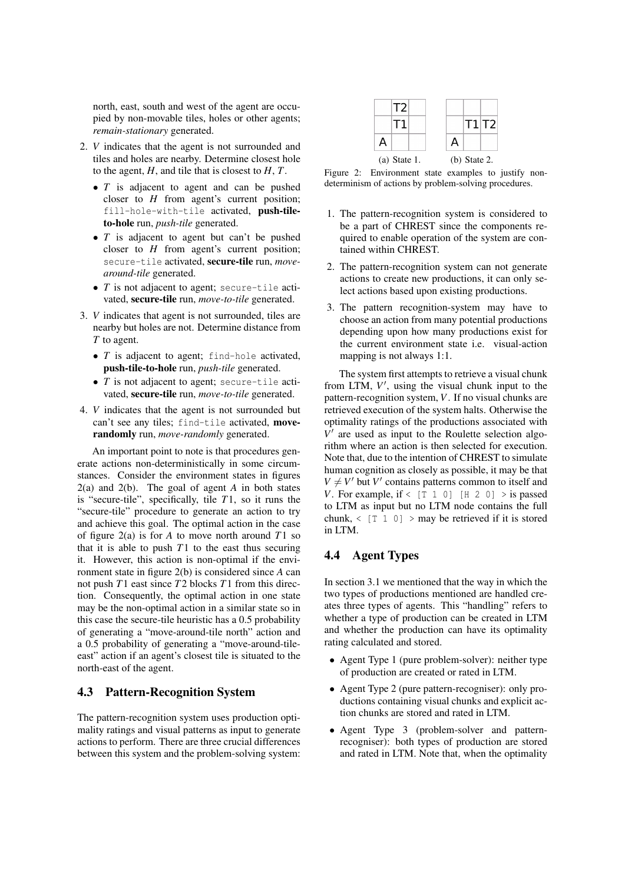north, east, south and west of the agent are occupied by non-movable tiles, holes or other agents; *remain-stationary* generated.

2. $V$ indicates that the agent is not surrounded and tiles and holes are nearby. Determine closest hole to the agent, $H$, and tile that is closest to $H$, $T$.
   - $T$ is adjacent to agent and can be pushed closer to $H$ from agent's current position; `fill-hole-with-tile` activated, **push-tile-to-hole** run, *push-tile* generated.
   - $T$ is adjacent to agent but can't be pushed closer to $H$ from agent's current position; `secure-tile` activated, **secure-tile** run, *move-around-tile* generated.
   - $T$ is not adjacent to agent; `secure-tile` activated, **secure-tile** run, *move-to-tile* generated.
3. $V$ indicates that agent is not surrounded, tiles are nearby but holes are not. Determine distance from $T$ to agent.
   - $T$ is adjacent to agent; `find-hole` activated, **push-tile-to-hole** run, *push-tile* generated.
   - $T$ is not adjacent to agent; `secure-tile` activated, **secure-tile** run, *move-to-tile* generated.
4. $V$ indicates that the agent is not surrounded but can't see any tiles; `find-tile` activated, **move-randomly** run, *move-randomly* generated.

An important point to note is that procedures generate actions non-deterministically in some circumstances. Consider the environment states in figures 2(a) and 2(b). The goal of agent $A$ in both states is "secure-tile", specifically, tile $T1$, so it runs the "secure-tile" procedure to generate an action to try and achieve this goal. The optimal action in the case of figure 2(a) is for $A$ to move north around $T1$ so that it is able to push $T1$ to the east thus securing it. However, this action is non-optimal if the environment state in figure 2(b) is considered since $A$ can not push $T1$ east since $T2$ blocks $T1$ from this direction. Consequently, the optimal action in one state may be the non-optimal action in a similar state so in this case the secure-tile heuristic has a 0.5 probability of generating a "move-around-tile north" action and a 0.5 probability of generating a "move-around-tile-east" action if an agent's closest tile is situated to the north-east of the agent.

| | T2 | |
|---|---|---|
| | T1 | |
| A | | |

(a) State 1.

| | | |
|---|---|---|
| | T1 | T2 |
| A | | |

(b) State 2.

Figure 2: Environment state examples to justify non-determinism of actions by problem-solving procedures.

## 4.3 Pattern-Recognition System

The pattern-recognition system uses production optimality ratings and visual patterns as input to generate actions to perform. There are three crucial differences between this system and the problem-solving system:

1. The pattern-recognition system is considered to be a part of CHREST since the components required to enable operation of the system are contained within CHREST.
2. The pattern-recognition system can not generate actions to create new productions, it can only select actions based upon existing productions.
3. The pattern recognition-system may have to choose an action from many potential productions depending upon how many productions exist for the current environment state i.e. visual-action mapping is not always 1:1.

The system first attempts to retrieve a visual chunk from LTM, $V'$, using the visual chunk input to the pattern-recognition system, $V$. If no visual chunks are retrieved execution of the system halts. Otherwise the optimality ratings of the productions associated with $V'$ are used as input to the Roulette selection algorithm where an action is then selected for execution. Note that, due to the intention of CHREST to simulate human cognition as closely as possible, it may be that $V \neq V'$ but $V'$ contains patterns common to itself and $V$. For example, if `< [T 1 0] [H 2 0] >` is passed to LTM as input but no LTM node contains the full chunk, `< [T 1 0] >` may be retrieved if it is stored in LTM.

## 4.4 Agent Types

In section 3.1 we mentioned that the way in which the two types of productions mentioned are handled creates three types of agents. This "handling" refers to whether a type of production can be created in LTM and whether the production can have its optimality rating calculated and stored.

- Agent Type 1 (pure problem-solver): neither type of production are created or rated in LTM.
- Agent Type 2 (pure pattern-recogniser): only productions containing visual chunks and explicit action chunks are stored and rated in LTM.
- Agent Type 3 (problem-solver and pattern-recogniser): both types of production are stored and rated in LTM. Note that, when the optimality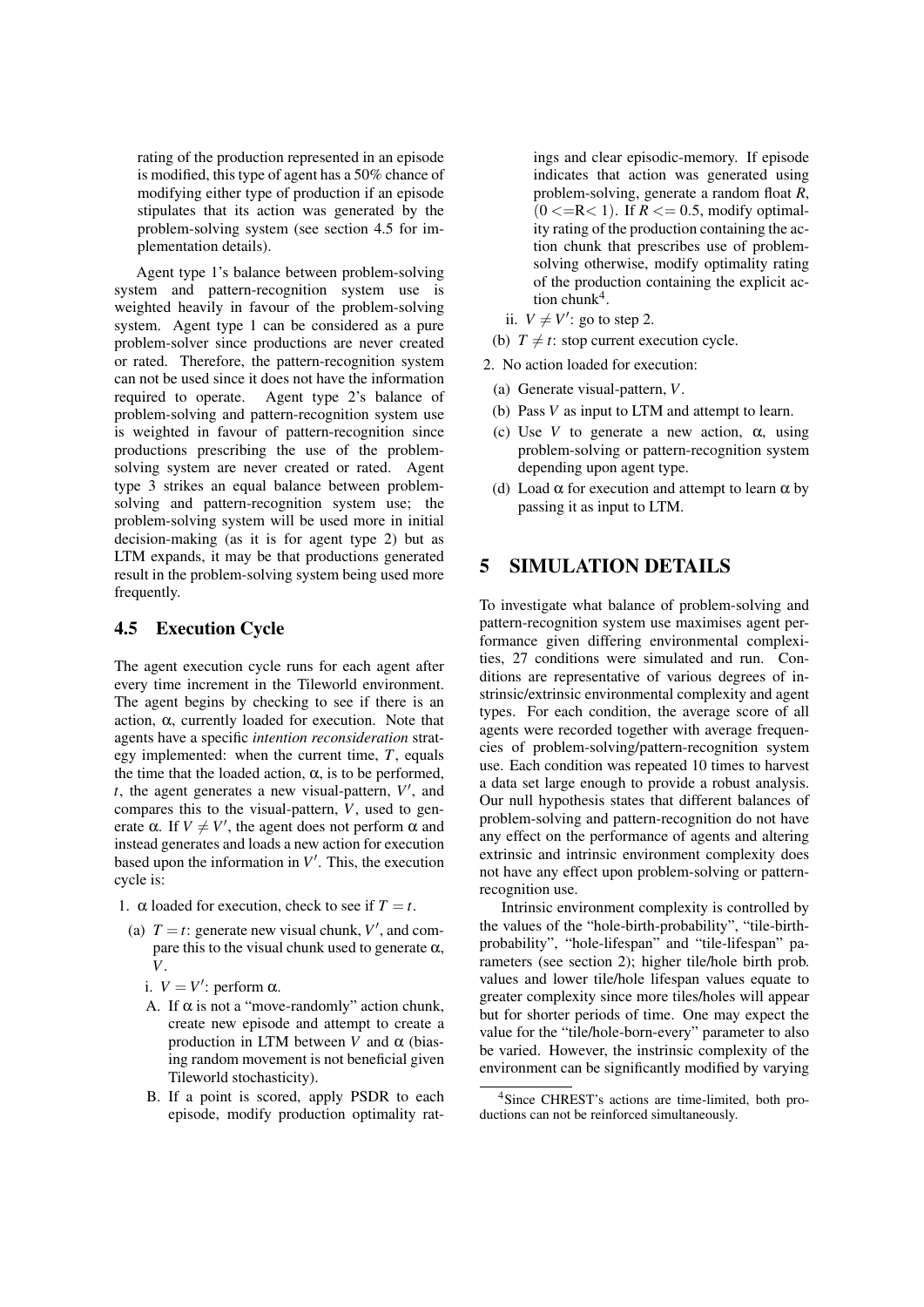rating of the production represented in an episode is modified, this type of agent has a 50% chance of modifying either type of production if an episode stipulates that its action was generated by the problem-solving system (see section 4.5 for implementation details).

Agent type 1's balance between problem-solving system and pattern-recognition system use is weighted heavily in favour of the problem-solving system. Agent type 1 can be considered as a pure problem-solver since productions are never created or rated. Therefore, the pattern-recognition system can not be used since it does not have the information required to operate. Agent type 2's balance of problem-solving and pattern-recognition system use is weighted in favour of pattern-recognition since productions prescribing the use of the problem-solving system are never created or rated. Agent type 3 strikes an equal balance between problem-solving and pattern-recognition system use; the problem-solving system will be used more in initial decision-making (as it is for agent type 2) but as LTM expands, it may be that productions generated result in the problem-solving system being used more frequently.

### 4.5 Execution Cycle

The agent execution cycle runs for each agent after every time increment in the Tileworld environment. The agent begins by checking to see if there is an action, $\alpha$, currently loaded for execution. Note that agents have a specific *intention reconsideration* strategy implemented: when the current time, $T$, equals the time that the loaded action, $\alpha$, is to be performed, $t$, the agent generates a new visual-pattern, $V'$, and compares this to the visual-pattern, $V$, used to generate $\alpha$. If $V \neq V'$, the agent does not perform $\alpha$ and instead generates and loads a new action for execution based upon the information in $V'$. This, the execution cycle is:

1. $\alpha$ loaded for execution, check to see if $T = t$.
   (a) $T = t$: generate new visual chunk, $V'$, and compare this to the visual chunk used to generate $\alpha$, $V$.
      i. $V = V'$: perform $\alpha$.
         A. If $\alpha$ is not a "move-randomly" action chunk, create new episode and attempt to create a production in LTM between $V$ and $\alpha$ (biasing random movement is not beneficial given Tileworld stochasticity).
         B. If a point is scored, apply PSDR to each episode, modify production optimality ratings and clear episodic-memory. If episode indicates that action was generated using problem-solving, generate a random float $R$, ($0 <= R < 1$). If $R <= 0.5$, modify optimality rating of the production containing the action chunk that prescribes use of problem-solving otherwise, modify optimality rating of the production containing the explicit action chunk[4].
      ii. $V \neq V'$: go to step 2.
   (b) $T \neq t$: stop current execution cycle.
2. No action loaded for execution:
   (a) Generate visual-pattern, $V$.
   (b) Pass $V$ as input to LTM and attempt to learn.
   (c) Use $V$ to generate a new action, $\alpha$, using problem-solving or pattern-recognition system depending upon agent type.
   (d) Load $\alpha$ for execution and attempt to learn $\alpha$ by passing it as input to LTM.

## 5 SIMULATION DETAILS

To investigate what balance of problem-solving and pattern-recognition system use maximises agent performance given differing environmental complexities, 27 conditions were simulated and run. Conditions are representative of various degrees of instrinsic/extrinsic environmental complexity and agent types. For each condition, the average score of all agents were recorded together with average frequencies of problem-solving/pattern-recognition system use. Each condition was repeated 10 times to harvest a data set large enough to provide a robust analysis. Our null hypothesis states that different balances of problem-solving and pattern-recognition do not have any effect on the performance of agents and altering extrinsic and intrinsic environment complexity does not have any effect upon problem-solving or pattern-recognition use.

Intrinsic environment complexity is controlled by the values of the "hole-birth-probability", "tile-birth-probability", "hole-lifespan" and "tile-lifespan" parameters (see section 2); higher tile/hole birth prob. values and lower tile/hole lifespan values equate to greater complexity since more tiles/holes will appear but for shorter periods of time. One may expect the value for the "tile/hole-born-every" parameter to also be varied. However, the instrinsic complexity of the environment can be significantly modified by varying

[4] Since CHREST's actions are time-limited, both productions can not be reinforced simultaneously.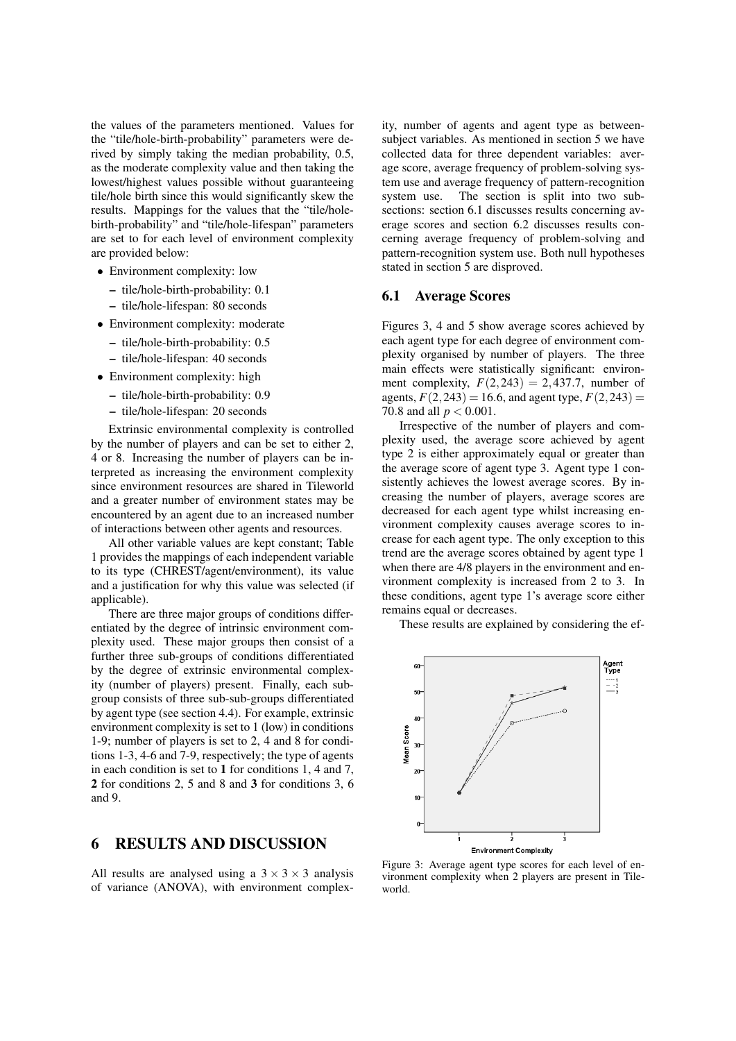the values of the parameters mentioned. Values for the "tile/hole-birth-probability" parameters were derived by simply taking the median probability, 0.5, as the moderate complexity value and then taking the lowest/highest values possible without guaranteeing tile/hole birth since this would significantly skew the results. Mappings for the values that the "tile/hole-birth-probability" and "tile/hole-lifespan" parameters are set to for each level of environment complexity are provided below:

- Environment complexity: low
  - tile/hole-birth-probability: 0.1
  - tile/hole-lifespan: 80 seconds
- Environment complexity: moderate
  - tile/hole-birth-probability: 0.5
  - tile/hole-lifespan: 40 seconds
- Environment complexity: high
  - tile/hole-birth-probability: 0.9
  - tile/hole-lifespan: 20 seconds

Extrinsic environmental complexity is controlled by the number of players and can be set to either 2, 4 or 8. Increasing the number of players can be interpreted as increasing the environment complexity since environment resources are shared in Tileworld and a greater number of environment states may be encountered by an agent due to an increased number of interactions between other agents and resources.

All other variable values are kept constant; Table 1 provides the mappings of each independent variable to its type (CHREST/agent/environment), its value and a justification for why this value was selected (if applicable).

There are three major groups of conditions differentiated by the degree of intrinsic environment complexity used. These major groups then consist of a further three sub-groups of conditions differentiated by the degree of extrinsic environmental complexity (number of players) present. Finally, each sub-group consists of three sub-sub-groups differentiated by agent type (see section 4.4). For example, extrinsic environment complexity is set to 1 (low) in conditions 1-9; number of players is set to 2, 4 and 8 for conditions 1-3, 4-6 and 7-9, respectively; the type of agents in each condition is set to **1** for conditions 1, 4 and 7, **2** for conditions 2, 5 and 8 and **3** for conditions 3, 6 and 9.

# 6 RESULTS AND DISCUSSION

All results are analysed using a $3 \times 3 \times 3$ analysis of variance (ANOVA), with environment complexity, number of agents and agent type as between-subject variables. As mentioned in section 5 we have collected data for three dependent variables: average score, average frequency of problem-solving system use and average frequency of pattern-recognition system use. The section is split into two subsections: section 6.1 discusses results concerning average scores and section 6.2 discusses results concerning average frequency of problem-solving and pattern-recognition system use. Both null hypotheses stated in section 5 are disproved.

## 6.1 Average Scores

Figures 3, 4 and 5 show average scores achieved by each agent type for each degree of environment complexity organised by number of players. The three main effects were statistically significant: environment complexity, $F(2,243) = 2,437.7$, number of agents, $F(2,243) = 16.6$, and agent type, $F(2,243) = 70.8$ and all $p < 0.001$.

Irrespective of the number of players and complexity used, the average score achieved by agent type 2 is either approximately equal or greater than the average score of agent type 3. Agent type 1 consistently achieves the lowest average scores. By increasing the number of players, average scores are decreased for each agent type whilst increasing environment complexity causes average scores to increase for each agent type. The only exception to this trend are the average scores obtained by agent type 1 when there are 4/8 players in the environment and environment complexity is increased from 2 to 3. In these conditions, agent type 1's average score either remains equal or decreases.

These results are explained by considering the ef-

Figure 3: Average agent type scores for each level of environment complexity when 2 players are present in Tileworld.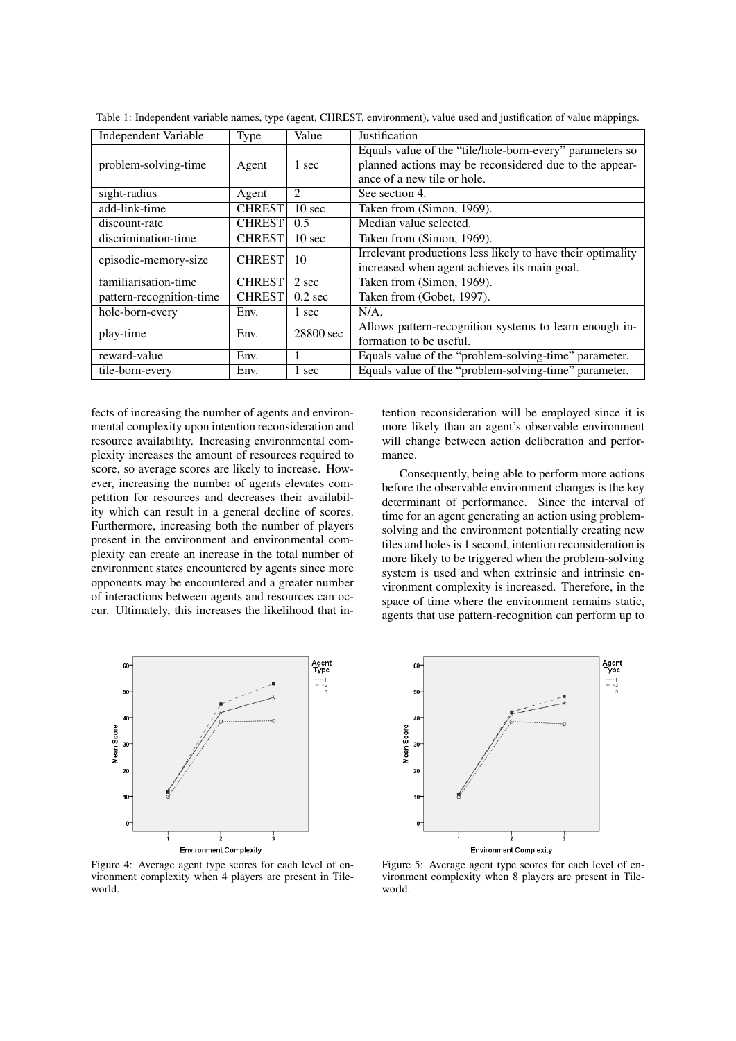Table 1: Independent variable names, type (agent, CHREST, environment), value used and justification of value mappings.

| Independent Variable | Type | Value | Justification |
|---|---|---|---|
| problem-solving-time | Agent | 1 sec | Equals value of the "tile/hole-born-every" parameters so planned actions may be reconsidered due to the appearance of a new tile or hole. |
| sight-radius | Agent | 2 | See section 4. |
| add-link-time | CHREST | 10 sec | Taken from (Simon, 1969). |
| discount-rate | CHREST | 0.5 | Median value selected. |
| discrimination-time | CHREST | 10 sec | Taken from (Simon, 1969). |
| episodic-memory-size | CHREST | 10 | Irrelevant productions less likely to have their optimality increased when agent achieves its main goal. |
| familiarisation-time | CHREST | 2 sec | Taken from (Simon, 1969). |
| pattern-recognition-time | CHREST | 0.2 sec | Taken from (Gobet, 1997). |
| hole-born-every | Env. | 1 sec | N/A. |
| play-time | Env. | 28800 sec | Allows pattern-recognition systems to learn enough information to be useful. |
| reward-value | Env. | 1 | Equals value of the "problem-solving-time" parameter. |
| tile-born-every | Env. | 1 sec | Equals value of the "problem-solving-time" parameter. |

fects of increasing the number of agents and environmental complexity upon intention reconsideration and resource availability. Increasing environmental complexity increases the amount of resources required to score, so average scores are likely to increase. However, increasing the number of agents elevates competition for resources and decreases their availability which can result in a general decline of scores. Furthermore, increasing both the number of players present in the environment and environmental complexity can create an increase in the total number of environment states encountered by agents since more opponents may be encountered and a greater number of interactions between agents and resources can occur. Ultimately, this increases the likelihood that intention reconsideration will be employed since it is more likely than an agent's observable environment will change between action deliberation and performance.

Consequently, being able to perform more actions before the observable environment changes is the key determinant of performance. Since the interval of time for an agent generating an action using problem-solving and the environment potentially creating new tiles and holes is 1 second, intention reconsideration is more likely to be triggered when the problem-solving system is used and when extrinsic and intrinsic environment complexity is increased. Therefore, in the space of time where the environment remains static, agents that use pattern-recognition can perform up to

Figure 4: Average agent type scores for each level of environment complexity when 4 players are present in Tileworld.

Figure 5: Average agent type scores for each level of environment complexity when 8 players are present in Tileworld.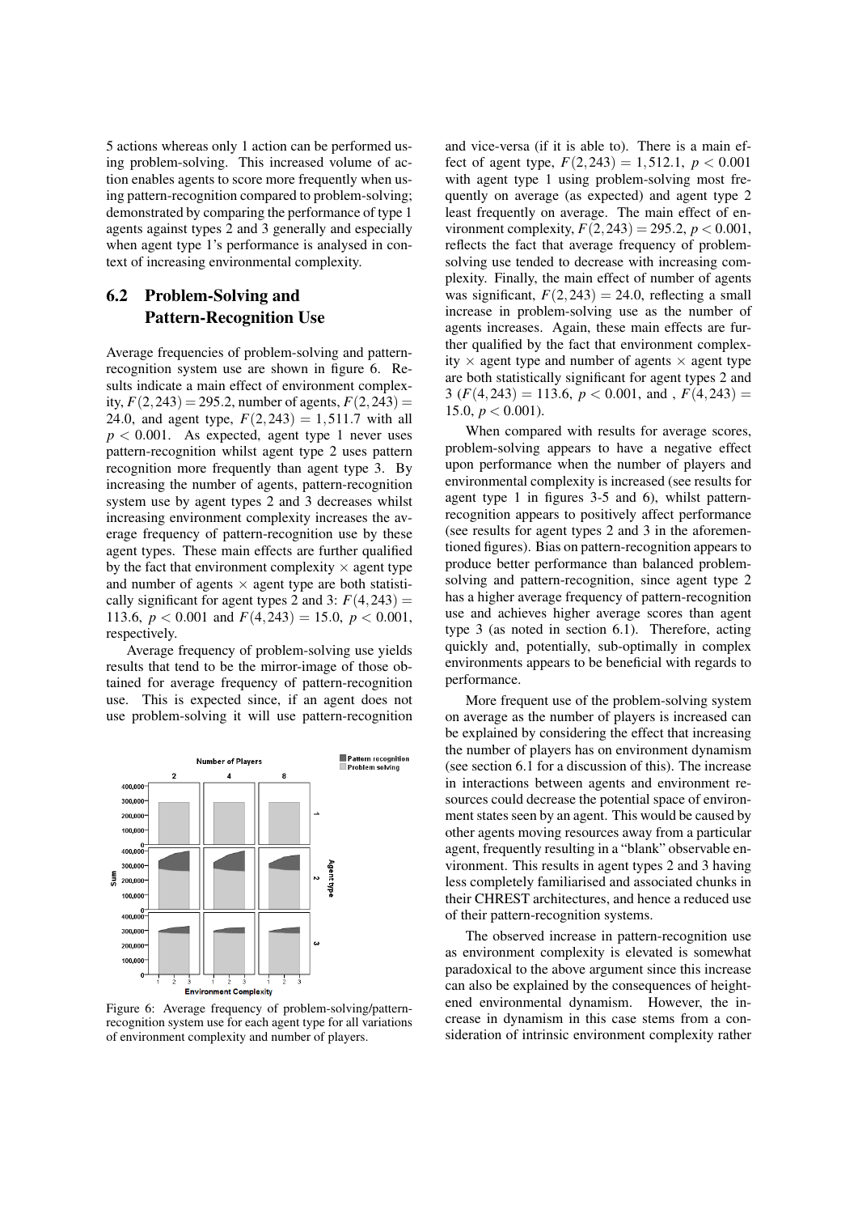5 actions whereas only 1 action can be performed using problem-solving. This increased volume of action enables agents to score more frequently when using pattern-recognition compared to problem-solving; demonstrated by comparing the performance of type 1 agents against types 2 and 3 generally and especially when agent type 1's performance is analysed in context of increasing environmental complexity.

## 6.2 Problem-Solving and Pattern-Recognition Use

Average frequencies of problem-solving and pattern-recognition system use are shown in figure 6. Results indicate a main effect of environment complexity, $F(2,243) = 295.2$, number of agents, $F(2,243) = 24.0$, and agent type, $F(2,243) = 1,511.7$ with all $p < 0.001$. As expected, agent type 1 never uses pattern-recognition whilst agent type 2 uses pattern recognition more frequently than agent type 3. By increasing the number of agents, pattern-recognition system use by agent types 2 and 3 decreases whilst increasing environment complexity increases the average frequency of pattern-recognition use by these agent types. These main effects are further qualified by the fact that environment complexity $\times$ agent type and number of agents $\times$ agent type are both statistically significant for agent types 2 and 3: $F(4,243) = 113.6$, $p < 0.001$ and $F(4,243) = 15.0$, $p < 0.001$, respectively.

Average frequency of problem-solving use yields results that tend to be the mirror-image of those obtained for average frequency of pattern-recognition use. This is expected since, if an agent does not use problem-solving it will use pattern-recognition and vice-versa (if it is able to). There is a main effect of agent type, $F(2,243) = 1,512.1$, $p < 0.001$ with agent type 1 using problem-solving most frequently on average (as expected) and agent type 2 least frequently on average. The main effect of environment complexity, $F(2,243) = 295.2$, $p < 0.001$, reflects the fact that average frequency of problem-solving use tended to decrease with increasing complexity. Finally, the main effect of number of agents was significant, $F(2,243) = 24.0$, reflecting a small increase in problem-solving use as the number of agents increases. Again, these main effects are further qualified by the fact that environment complexity $\times$ agent type and number of agents $\times$ agent type are both statistically significant for agent types 2 and 3 ($F(4,243) = 113.6$, $p < 0.001$, and , $F(4,243) = 15.0$, $p < 0.001$).

Figure 6: Average frequency of problem-solving/pattern-recognition system use for each agent type for all variations of environment complexity and number of players.

When compared with results for average scores, problem-solving appears to have a negative effect upon performance when the number of players and environmental complexity is increased (see results for agent type 1 in figures 3-5 and 6), whilst pattern-recognition appears to positively affect performance (see results for agent types 2 and 3 in the aforementioned figures). Bias on pattern-recognition appears to produce better performance than balanced problem-solving and pattern-recognition, since agent type 2 has a higher average frequency of pattern-recognition use and achieves higher average scores than agent type 3 (as noted in section 6.1). Therefore, acting quickly and, potentially, sub-optimally in complex environments appears to be beneficial with regards to performance.

More frequent use of the problem-solving system on average as the number of players is increased can be explained by considering the effect that increasing the number of players has on environment dynamism (see section 6.1 for a discussion of this). The increase in interactions between agents and environment resources could decrease the potential space of environment states seen by an agent. This would be caused by other agents moving resources away from a particular agent, frequently resulting in a "blank" observable environment. This results in agent types 2 and 3 having less completely familiarised and associated chunks in their CHREST architectures, and hence a reduced use of their pattern-recognition systems.

The observed increase in pattern-recognition use as environment complexity is elevated is somewhat paradoxical to the above argument since this increase can also be explained by the consequences of heightened environmental dynamism. However, the increase in dynamism in this case stems from a consideration of intrinsic environment complexity rather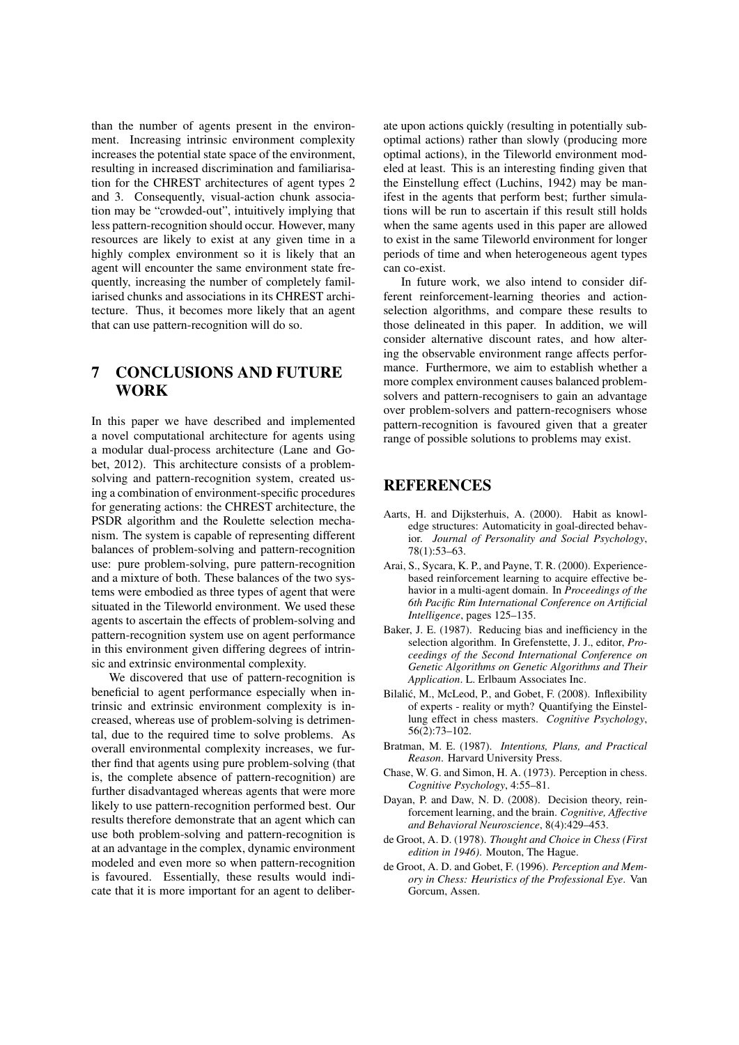than the number of agents present in the environment. Increasing intrinsic environment complexity increases the potential state space of the environment, resulting in increased discrimination and familiarisation for the CHREST architectures of agent types 2 and 3. Consequently, visual-action chunk association may be "crowded-out", intuitively implying that less pattern-recognition should occur. However, many resources are likely to exist at any given time in a highly complex environment so it is likely that an agent will encounter the same environment state frequently, increasing the number of completely familiarised chunks and associations in its CHREST architecture. Thus, it becomes more likely that an agent that can use pattern-recognition will do so.

# 7 CONCLUSIONS AND FUTURE WORK

In this paper we have described and implemented a novel computational architecture for agents using a modular dual-process architecture (Lane and Gobet, 2012). This architecture consists of a problem-solving and pattern-recognition system, created using a combination of environment-specific procedures for generating actions: the CHREST architecture, the PSDR algorithm and the Roulette selection mechanism. The system is capable of representing different balances of problem-solving and pattern-recognition use: pure problem-solving, pure pattern-recognition and a mixture of both. These balances of the two systems were embodied as three types of agent that were situated in the Tileworld environment. We used these agents to ascertain the effects of problem-solving and pattern-recognition system use on agent performance in this environment given differing degrees of intrinsic and extrinsic environmental complexity.

We discovered that use of pattern-recognition is beneficial to agent performance especially when intrinsic and extrinsic environment complexity is increased, whereas use of problem-solving is detrimental, due to the required time to solve problems. As overall environmental complexity increases, we further find that agents using pure problem-solving (that is, the complete absence of pattern-recognition) are further disadvantaged whereas agents that were more likely to use pattern-recognition performed best. Our results therefore demonstrate that an agent which can use both problem-solving and pattern-recognition is at an advantage in the complex, dynamic environment modeled and even more so when pattern-recognition is favoured. Essentially, these results would indicate that it is more important for an agent to deliberate upon actions quickly (resulting in potentially sub-optimal actions) rather than slowly (producing more optimal actions), in the Tileworld environment modeled at least. This is an interesting finding given that the Einstellung effect (Luchins, 1942) may be manifest in the agents that perform best; further simulations will be run to ascertain if this result still holds when the same agents used in this paper are allowed to exist in the same Tileworld environment for longer periods of time and when heterogeneous agent types can co-exist.

In future work, we also intend to consider different reinforcement-learning theories and action-selection algorithms, and compare these results to those delineated in this paper. In addition, we will consider alternative discount rates, and how altering the observable environment range affects performance. Furthermore, we aim to establish whether a more complex environment causes balanced problem-solvers and pattern-recognisers to gain an advantage over problem-solvers and pattern-recognisers whose pattern-recognition is favoured given that a greater range of possible solutions to problems may exist.

# REFERENCES

Aarts, H. and Dijksterhuis, A. (2000). Habit as knowledge structures: Automaticity in goal-directed behavior. *Journal of Personality and Social Psychology*, 78(1):53–63.

Arai, S., Sycara, K. P., and Payne, T. R. (2000). Experience-based reinforcement learning to acquire effective behavior in a multi-agent domain. In *Proceedings of the 6th Pacific Rim International Conference on Artificial Intelligence*, pages 125–135.

Baker, J. E. (1987). Reducing bias and inefficiency in the selection algorithm. In Grefenstette, J. J., editor, *Proceedings of the Second International Conference on Genetic Algorithms on Genetic Algorithms and Their Application*. L. Erlbaum Associates Inc.

Bilalić, M., McLeod, P., and Gobet, F. (2008). Inflexibility of experts - reality or myth? Quantifying the Einstellung effect in chess masters. *Cognitive Psychology*, 56(2):73–102.

Bratman, M. E. (1987). *Intentions, Plans, and Practical Reason*. Harvard University Press.

Chase, W. G. and Simon, H. A. (1973). Perception in chess. *Cognitive Psychology*, 4:55–81.

Dayan, P. and Daw, N. D. (2008). Decision theory, reinforcement learning, and the brain. *Cognitive, Affective and Behavioral Neuroscience*, 8(4):429–453.

de Groot, A. D. (1978). *Thought and Choice in Chess (First edition in 1946)*. Mouton, The Hague.

de Groot, A. D. and Gobet, F. (1996). *Perception and Memory in Chess: Heuristics of the Professional Eye*. Van Gorcum, Assen.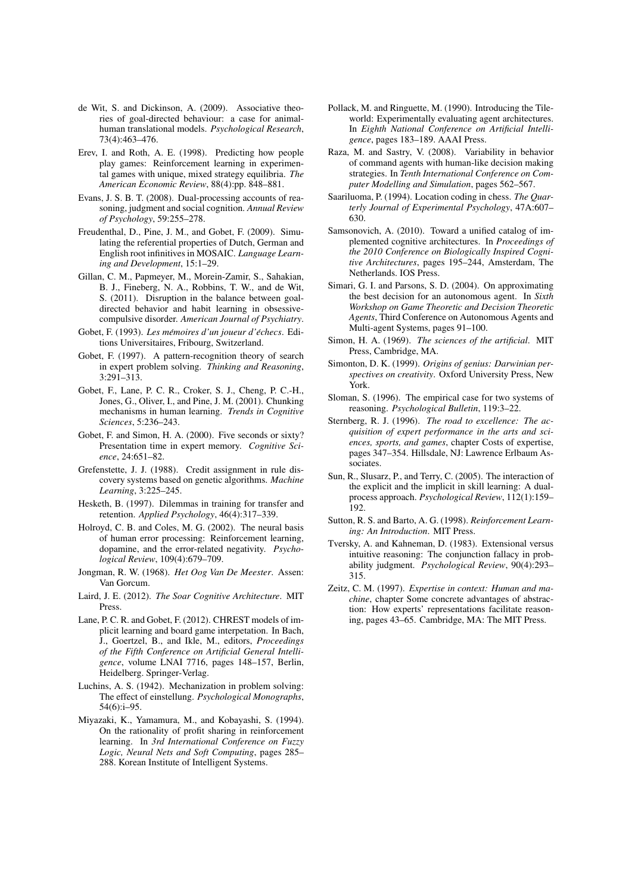de Wit, S. and Dickinson, A. (2009). Associative theories of goal-directed behaviour: a case for animal-human translational models. *Psychological Research*, 73(4):463–476.

Erev, I. and Roth, A. E. (1998). Predicting how people play games: Reinforcement learning in experimental games with unique, mixed strategy equilibria. *The American Economic Review*, 88(4):pp. 848–881.

Evans, J. S. B. T. (2008). Dual-processing accounts of reasoning, judgment and social cognition. *Annual Review of Psychology*, 59:255–278.

Freudenthal, D., Pine, J. M., and Gobet, F. (2009). Simulating the referential properties of Dutch, German and English root infinitives in MOSAIC. *Language Learning and Development*, 15:1–29.

Gillan, C. M., Papmeyer, M., Morein-Zamir, S., Sahakian, B. J., Fineberg, N. A., Robbins, T. W., and de Wit, S. (2011). Disruption in the balance between goal-directed behavior and habit learning in obsessive-compulsive disorder. *American Journal of Psychiatry*.

Gobet, F. (1993). *Les mémoires d'un joueur d'échecs*. Editions Universitaires, Fribourg, Switzerland.

Gobet, F. (1997). A pattern-recognition theory of search in expert problem solving. *Thinking and Reasoning*, 3:291–313.

Gobet, F., Lane, P. C. R., Croker, S. J., Cheng, P. C.-H., Jones, G., Oliver, I., and Pine, J. M. (2001). Chunking mechanisms in human learning. *Trends in Cognitive Sciences*, 5:236–243.

Gobet, F. and Simon, H. A. (2000). Five seconds or sixty? Presentation time in expert memory. *Cognitive Science*, 24:651–82.

Grefenstette, J. J. (1988). Credit assignment in rule discovery systems based on genetic algorithms. *Machine Learning*, 3:225–245.

Hesketh, B. (1997). Dilemmas in training for transfer and retention. *Applied Psychology*, 46(4):317–339.

Holroyd, C. B. and Coles, M. G. (2002). The neural basis of human error processing: Reinforcement learning, dopamine, and the error-related negativity. *Psychological Review*, 109(4):679–709.

Jongman, R. W. (1968). *Het Oog Van De Meester*. Assen: Van Gorcum.

Laird, J. E. (2012). *The Soar Cognitive Architecture*. MIT Press.

Lane, P. C. R. and Gobet, F. (2012). CHREST models of implicit learning and board game interpetation. In Bach, J., Goertzel, B., and Ikle, M., editors, *Proceedings of the Fifth Conference on Artificial General Intelligence*, volume LNAI 7716, pages 148–157, Berlin, Heidelberg. Springer-Verlag.

Luchins, A. S. (1942). Mechanization in problem solving: The effect of einstellung. *Psychological Monographs*, 54(6):i–95.

Miyazaki, K., Yamamura, M., and Kobayashi, S. (1994). On the rationality of profit sharing in reinforcement learning. In *3rd International Conference on Fuzzy Logic, Neural Nets and Soft Computing*, pages 285–288. Korean Institute of Intelligent Systems.

Pollack, M. and Ringuette, M. (1990). Introducing the Tileworld: Experimentally evaluating agent architectures. In *Eighth National Conference on Artificial Intelligence*, pages 183–189. AAAI Press.

Raza, M. and Sastry, V. (2008). Variability in behavior of command agents with human-like decision making strategies. In *Tenth International Conference on Computer Modelling and Simulation*, pages 562–567.

Saariluoma, P. (1994). Location coding in chess. *The Quarterly Journal of Experimental Psychology*, 47A:607–630.

Samsonovich, A. (2010). Toward a unified catalog of implemented cognitive architectures. In *Proceedings of the 2010 Conference on Biologically Inspired Cognitive Architectures*, pages 195–244, Amsterdam, The Netherlands. IOS Press.

Simari, G. I. and Parsons, S. D. (2004). On approximating the best decision for an autonomous agent. In *Sixth Workshop on Game Theoretic and Decision Theoretic Agents*, Third Conference on Autonomous Agents and Multi-agent Systems, pages 91–100.

Simon, H. A. (1969). *The sciences of the artificial*. MIT Press, Cambridge, MA.

Simonton, D. K. (1999). *Origins of genius: Darwinian perspectives on creativity*. Oxford University Press, New York.

Sloman, S. (1996). The empirical case for two systems of reasoning. *Psychological Bulletin*, 119:3–22.

Sternberg, R. J. (1996). *The road to excellence: The acquisition of expert performance in the arts and sciences, sports, and games*, chapter Costs of expertise, pages 347–354. Hillsdale, NJ: Lawrence Erlbaum Associates.

Sun, R., Slusarz, P., and Terry, C. (2005). The interaction of the explicit and the implicit in skill learning: A dual-process approach. *Psychological Review*, 112(1):159–192.

Sutton, R. S. and Barto, A. G. (1998). *Reinforcement Learning: An Introduction*. MIT Press.

Tversky, A. and Kahneman, D. (1983). Extensional versus intuitive reasoning: The conjunction fallacy in probability judgment. *Psychological Review*, 90(4):293–315.

Zeitz, C. M. (1997). *Expertise in context: Human and machine*, chapter Some concrete advantages of abstraction: How experts' representations facilitate reasoning, pages 43–65. Cambridge, MA: The MIT Press.